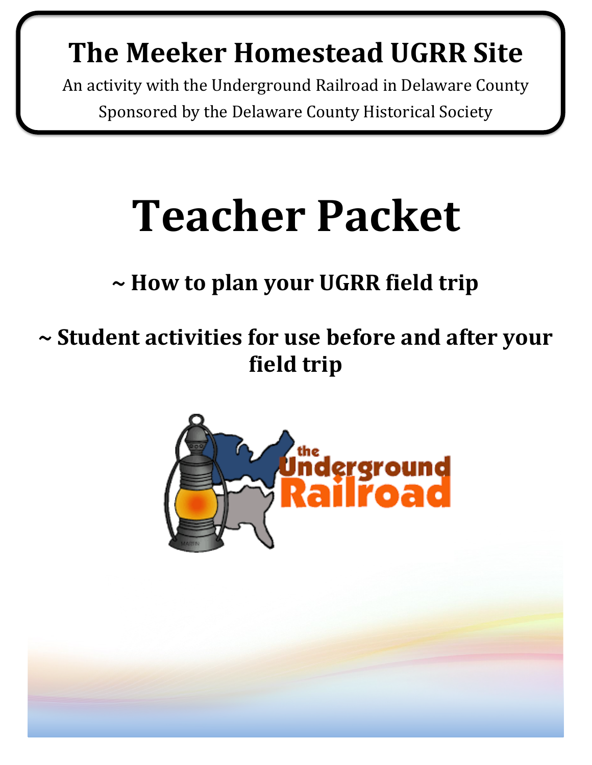# The Meeker Homestead UGRR Site

An activity with the Underground Railroad in Delaware County

Sponsored by the Delaware County Historical Society

# Teacher Packet

## ~ How to plan your UGRR field trip

## ~ Student activities for use before and after your field trip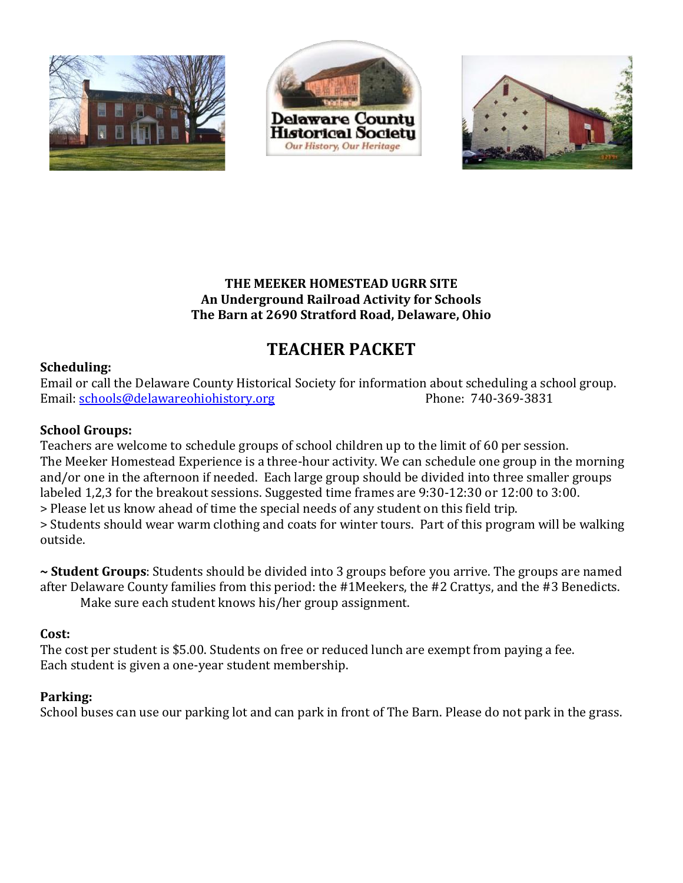**THE MEEKER HOMESTEAD UGRR SITE**
**An Underground Railroad Activity for Schools**
**The Barn at 2690 Stratford Road, Delaware, Ohio**

# TEACHER PACKET

**Scheduling:**
Email or call the Delaware County Historical Society for information about scheduling a school group.
Email: schools@delawareohiohistory.org Phone: 740-369-3831

**School Groups:**
Teachers are welcome to schedule groups of school children up to the limit of 60 per session.
The Meeker Homestead Experience is a three-hour activity. We can schedule one group in the morning and/or one in the afternoon if needed. Each large group should be divided into three smaller groups labeled 1,2,3 for the breakout sessions. Suggested time frames are 9:30-12:30 or 12:00 to 3:00.
> Please let us know ahead of time the special needs of any student on this field trip.
> Students should wear warm clothing and coats for winter tours. Part of this program will be walking outside.

~ **Student Groups**: Students should be divided into 3 groups before you arrive. The groups are named after Delaware County families from this period: the #1Meekers, the #2 Crattys, and the #3 Benedicts.
Make sure each student knows his/her group assignment.

**Cost:**
The cost per student is $5.00. Students on free or reduced lunch are exempt from paying a fee.
Each student is given a one-year student membership.

**Parking:**
School buses can use our parking lot and can park in front of The Barn. Please do not park in the grass.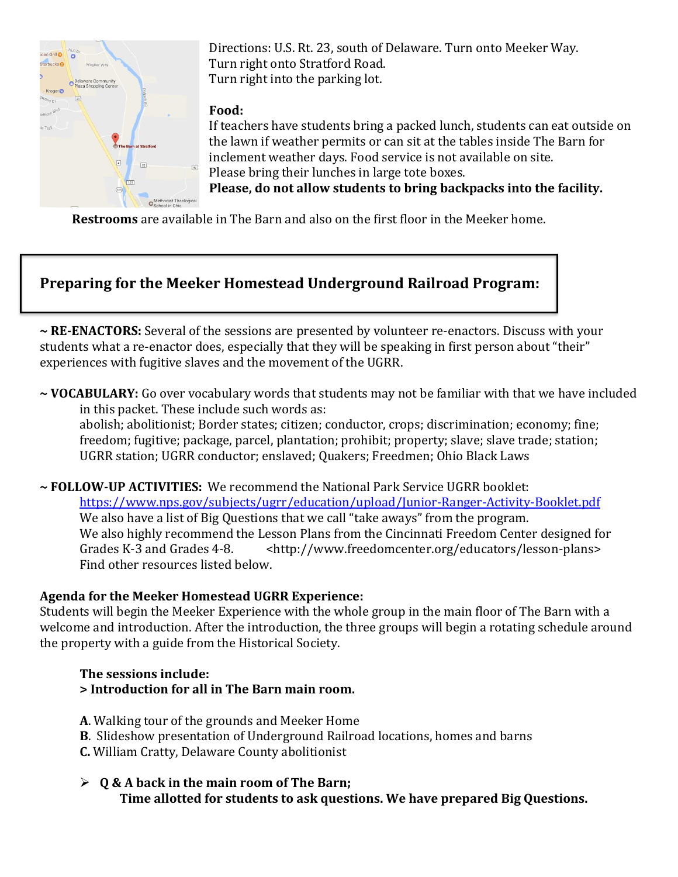Directions: U.S. Rt. 23, south of Delaware. Turn onto Meeker Way.
Turn right onto Stratford Road.
Turn right into the parking lot.

**Food:**
If teachers have students bring a packed lunch, students can eat outside on the lawn if weather permits or can sit at the tables inside The Barn for inclement weather days. Food service is not available on site.
Please bring their lunches in large tote boxes.
**Please, do not allow students to bring backpacks into the facility.**

**Restrooms** are available in The Barn and also on the first floor in the Meeker home.

## Preparing for the Meeker Homestead Underground Railroad Program:

~ **RE-ENACTORS:** Several of the sessions are presented by volunteer re-enactors. Discuss with your students what a re-enactor does, especially that they will be speaking in first person about "their" experiences with fugitive slaves and the movement of the UGRR.

~ **VOCABULARY:** Go over vocabulary words that students may not be familiar with that we have included in this packet. These include such words as:
abolish; abolitionist; Border states; citizen; conductor, crops; discrimination; economy; fine; freedom; fugitive; package, parcel, plantation; prohibit; property; slave; slave trade; station; UGRR station; UGRR conductor; enslaved; Quakers; Freedmen; Ohio Black Laws

~ **FOLLOW-UP ACTIVITIES:** We recommend the National Park Service UGRR booklet:
https://www.nps.gov/subjects/ugrr/education/upload/Junior-Ranger-Activity-Booklet.pdf
We also have a list of Big Questions that we call "take aways" from the program.
We also highly recommend the Lesson Plans from the Cincinnati Freedom Center designed for Grades K-3 and Grades 4-8. <http://www.freedomcenter.org/educators/lesson-plans>
Find other resources listed below.

**Agenda for the Meeker Homestead UGRR Experience:**
Students will begin the Meeker Experience with the whole group in the main floor of The Barn with a welcome and introduction. After the introduction, the three groups will begin a rotating schedule around the property with a guide from the Historical Society.

**The sessions include:**
**> Introduction for all in The Barn main room.**

**A**. Walking tour of the grounds and Meeker Home
**B**. Slideshow presentation of Underground Railroad locations, homes and barns
**C.** William Cratty, Delaware County abolitionist

- **Q & A back in the main room of The Barn;**
  **Time allotted for students to ask questions. We have prepared Big Questions.**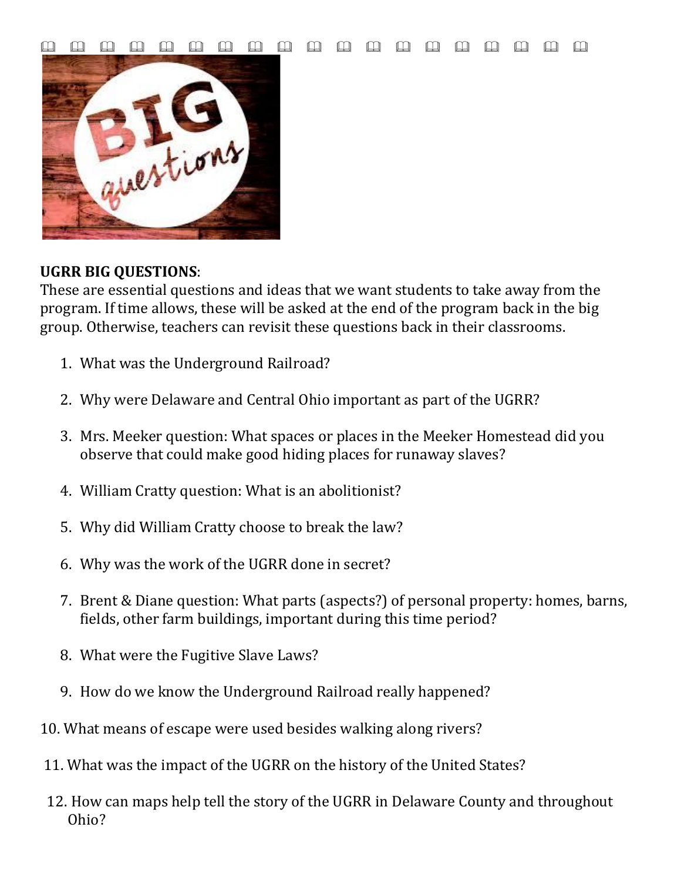**UGRR BIG QUESTIONS**:
These are essential questions and ideas that we want students to take away from the program. If time allows, these will be asked at the end of the program back in the big group. Otherwise, teachers can revisit these questions back in their classrooms.

1. What was the Underground Railroad?

2. Why were Delaware and Central Ohio important as part of the UGRR?

3. Mrs. Meeker question: What spaces or places in the Meeker Homestead did you observe that could make good hiding places for runaway slaves?

4. William Cratty question: What is an abolitionist?

5. Why did William Cratty choose to break the law?

6. Why was the work of the UGRR done in secret?

7. Brent & Diane question: What parts (aspects?) of personal property: homes, barns, fields, other farm buildings, important during this time period?

8. What were the Fugitive Slave Laws?

9. How do we know the Underground Railroad really happened?

10. What means of escape were used besides walking along rivers?

11. What was the impact of the UGRR on the history of the United States?

12. How can maps help tell the story of the UGRR in Delaware County and throughout Ohio?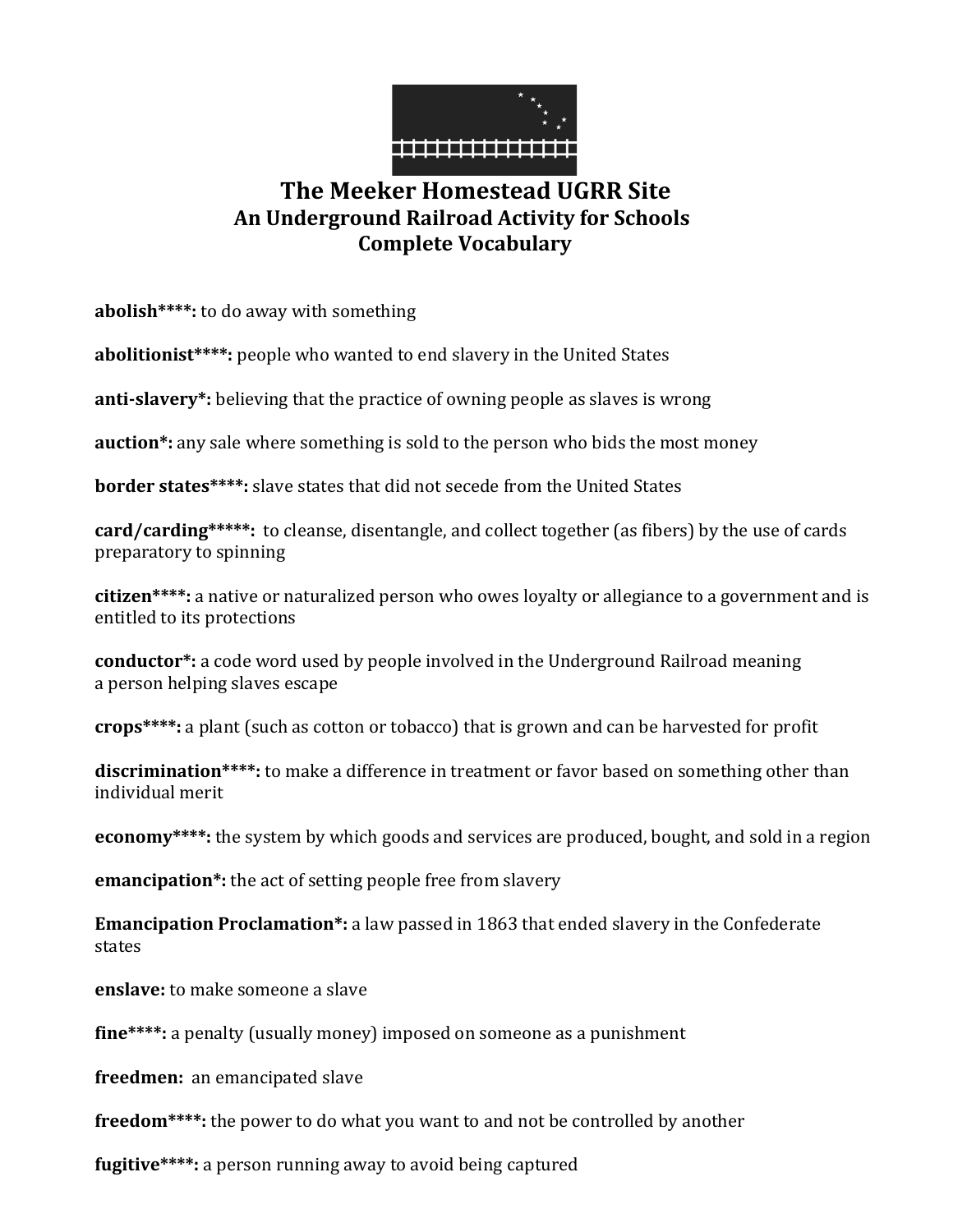# The Meeker Homestead UGRR Site

## An Underground Railroad Activity for Schools

## Complete Vocabulary

**abolish****:** to do away with something

**abolitionist****:** people who wanted to end slavery in the United States

**anti-slavery*:** believing that the practice of owning people as slaves is wrong

**auction*:** any sale where something is sold to the person who bids the most money

**border states****:** slave states that did not secede from the United States

**card/carding*****:** to cleanse, disentangle, and collect together (as fibers) by the use of cards preparatory to spinning

**citizen****:** a native or naturalized person who owes loyalty or allegiance to a government and is entitled to its protections

**conductor*:** a code word used by people involved in the Underground Railroad meaning a person helping slaves escape

**crops****:** a plant (such as cotton or tobacco) that is grown and can be harvested for profit

**discrimination****:** to make a difference in treatment or favor based on something other than individual merit

**economy****:** the system by which goods and services are produced, bought, and sold in a region

**emancipation*:** the act of setting people free from slavery

**Emancipation Proclamation*:** a law passed in 1863 that ended slavery in the Confederate states

**enslave:** to make someone a slave

**fine****:** a penalty (usually money) imposed on someone as a punishment

**freedmen:** an emancipated slave

**freedom****:** the power to do what you want to and not be controlled by another

**fugitive****:** a person running away to avoid being captured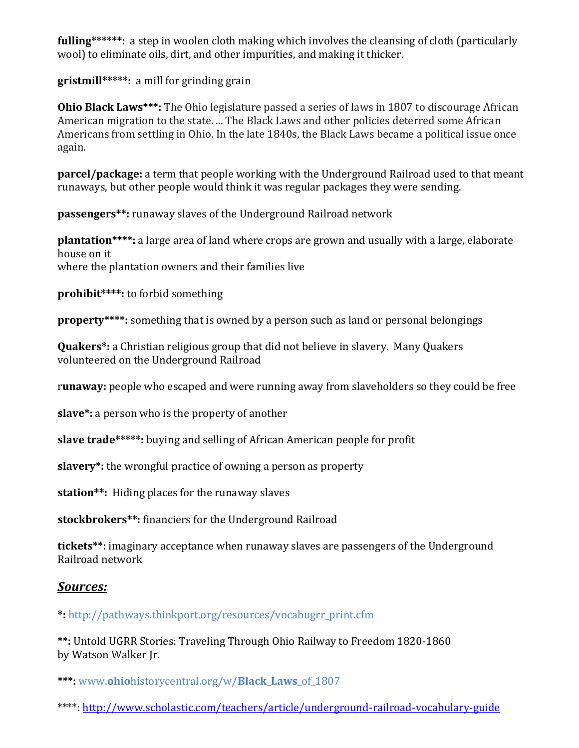**fulling******:** a step in woolen cloth making which involves the cleansing of cloth (particularly wool) to eliminate oils, dirt, and other impurities, and making it thicker.

**gristmill*****:** a mill for grinding grain

**Ohio Black Laws***:** The Ohio legislature passed a series of laws in 1807 to discourage African American migration to the state. ... The Black Laws and other policies deterred some African Americans from settling in Ohio. In the late 1840s, the Black Laws became a political issue once again.

**parcel/package:** a term that people working with the Underground Railroad used to that meant runaways, but other people would think it was regular packages they were sending.

**passengers**:** runaway slaves of the Underground Railroad network

**plantation****:** a large area of land where crops are grown and usually with a large, elaborate house on it
where the plantation owners and their families live

**prohibit****:** to forbid something

**property****:** something that is owned by a person such as land or personal belongings

**Quakers*:** a Christian religious group that did not believe in slavery. Many Quakers volunteered on the Underground Railroad

r**unaway:** people who escaped and were running away from slaveholders so they could be free

**slave*:** a person who is the property of another

**slave trade*****:** buying and selling of African American people for profit

**slavery*:** the wrongful practice of owning a person as property

**station**:** Hiding places for the runaway slaves

**stockbrokers**:** financiers for the Underground Railroad

**tickets**:** imaginary acceptance when runaway slaves are passengers of the Underground Railroad network

## ***Sources:***

**\*:** http://pathways.thinkport.org/resources/vocabugrr_print.cfm

**\*\*:** Untold UGRR Stories: Traveling Through Ohio Railway to Freedom 1820-1860 by Watson Walker Jr.

**\*\*\*:** www.**ohio**historycentral.org/w/**Black_Laws**_of_1807

\*\*\*\*: http://www.scholastic.com/teachers/article/underground-railroad-vocabulary-guide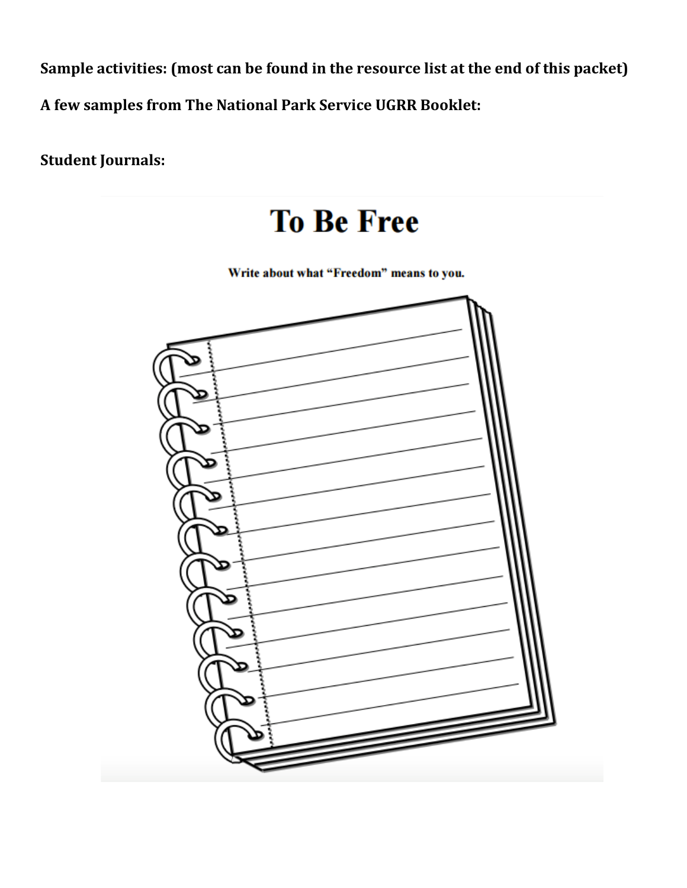**Sample activities: (most can be found in the resource list at the end of this packet)**

**A few samples from The National Park Service UGRR Booklet:**

**Student Journals:**

# To Be Free

Write about what "Freedom" means to you.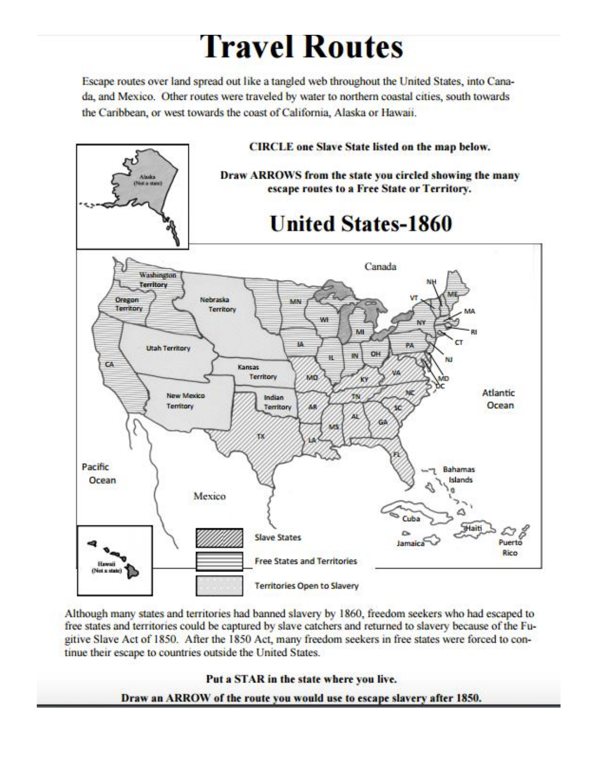# Travel Routes

Escape routes over land spread out like a tangled web throughout the United States, into Canada, and Mexico. Other routes were traveled by water to northern coastal cities, south towards the Caribbean, or west towards the coast of California, Alaska or Hawaii.

**CIRCLE one Slave State listed on the map below.**

**Draw ARROWS from the state you circled showing the many escape routes to a Free State or Territory.**

## United States-1860

Although many states and territories had banned slavery by 1860, freedom seekers who had escaped to free states and territories could be captured by slave catchers and returned to slavery because of the Fugitive Slave Act of 1850. After the 1850 Act, many freedom seekers in free states were forced to continue their escape to countries outside the United States.

**Put a STAR in the state where you live.**

**Draw an ARROW of the route you would use to escape slavery after 1850.**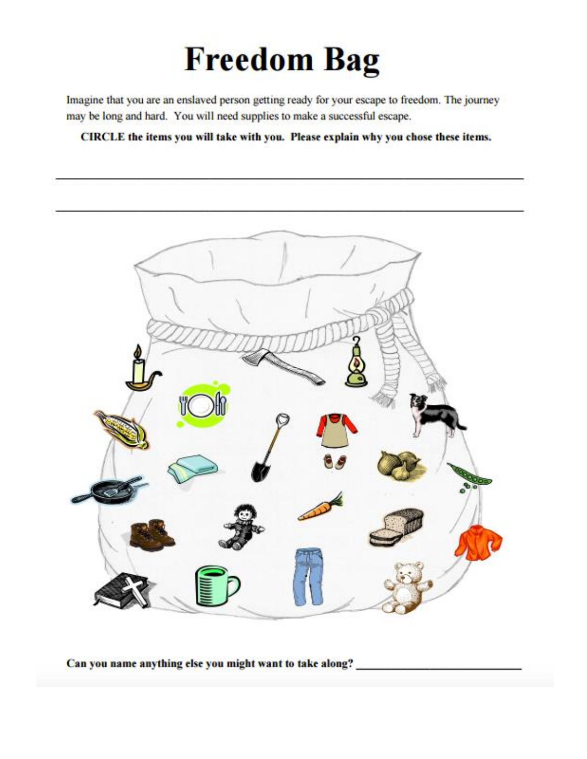# Freedom Bag

Imagine that you are an enslaved person getting ready for your escape to freedom. The journey may be long and hard. You will need supplies to make a successful escape.

**CIRCLE the items you will take with you. Please explain why you chose these items.**

\_\_\_\_\_\_\_\_\_\_\_\_\_\_\_\_\_\_\_\_\_\_\_\_\_\_\_\_\_\_\_\_\_\_\_\_\_\_\_\_\_\_\_\_\_\_\_\_\_\_\_\_\_\_\_\_\_\_\_\_\_\_\_\_\_\_\_\_

\_\_\_\_\_\_\_\_\_\_\_\_\_\_\_\_\_\_\_\_\_\_\_\_\_\_\_\_\_\_\_\_\_\_\_\_\_\_\_\_\_\_\_\_\_\_\_\_\_\_\_\_\_\_\_\_\_\_\_\_\_\_\_\_\_\_\_\_

**Can you name anything else you might want to take along?** \_\_\_\_\_\_\_\_\_\_\_\_\_\_\_\_\_\_\_\_\_\_\_\_\_\_\_\_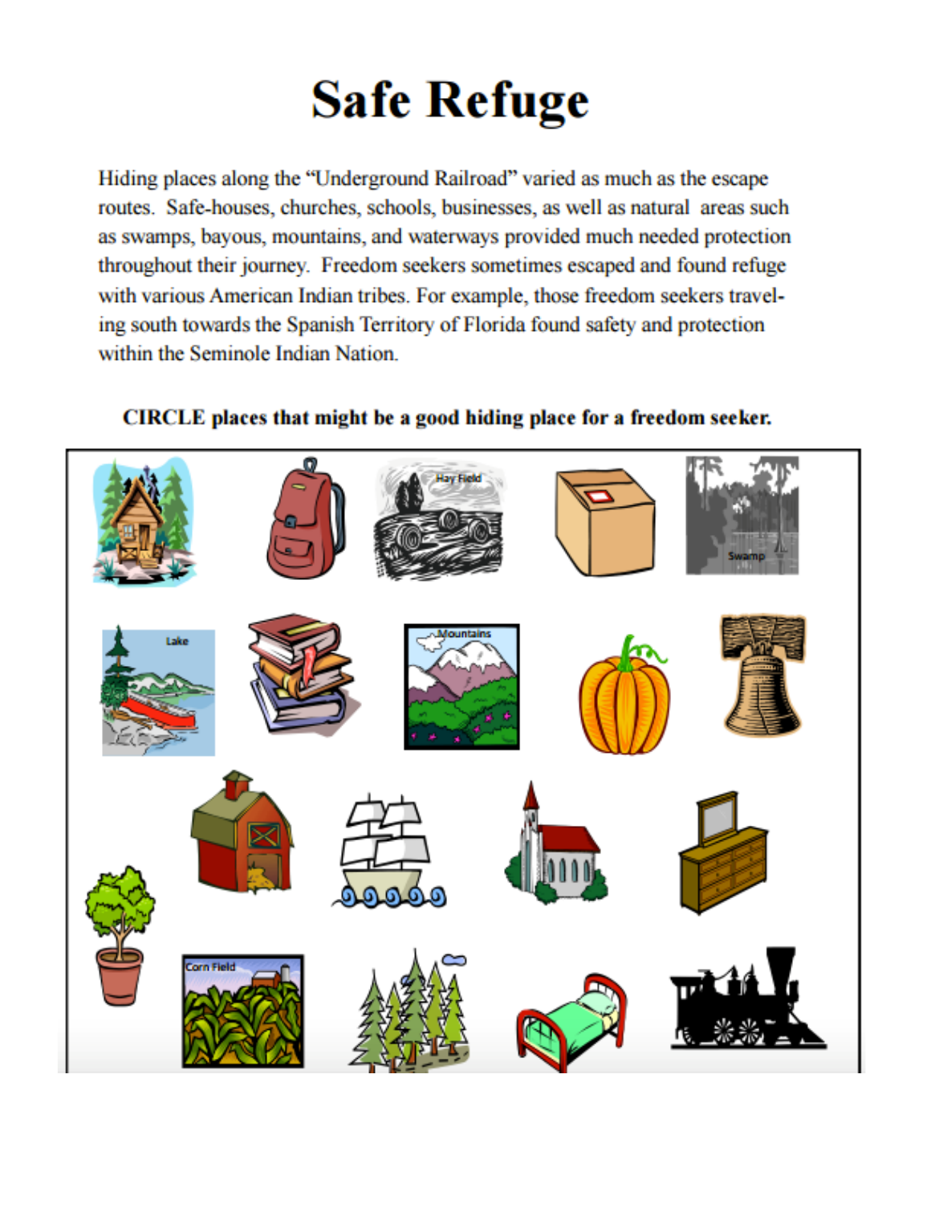# Safe Refuge

Hiding places along the "Underground Railroad" varied as much as the escape routes. Safe-houses, churches, schools, businesses, as well as natural areas such as swamps, bayous, mountains, and waterways provided much needed protection throughout their journey. Freedom seekers sometimes escaped and found refuge with various American Indian tribes. For example, those freedom seekers traveling south towards the Spanish Territory of Florida found safety and protection within the Seminole Indian Nation.

**CIRCLE places that might be a good hiding place for a freedom seeker.**

Hay Field

Swamp

Lake

Mountains

Corn Field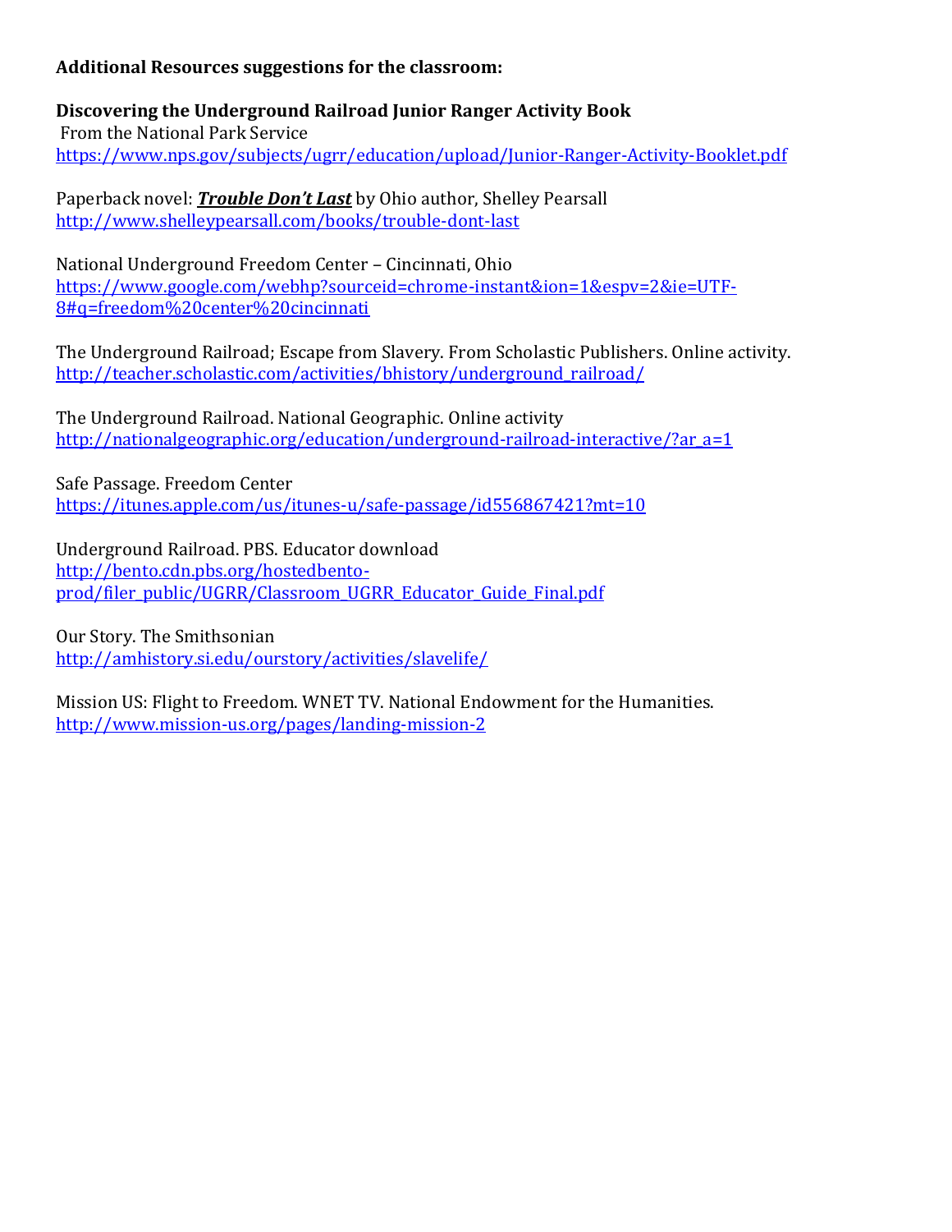**Additional Resources suggestions for the classroom:**

**Discovering the Underground Railroad Junior Ranger Activity Book**
From the National Park Service
https://www.nps.gov/subjects/ugrr/education/upload/Junior-Ranger-Activity-Booklet.pdf

Paperback novel: ***Trouble Don't Last*** by Ohio author, Shelley Pearsall
http://www.shelleypearsall.com/books/trouble-dont-last

National Underground Freedom Center – Cincinnati, Ohio
https://www.google.com/webhp?sourceid=chrome-instant&ion=1&espv=2&ie=UTF-8#q=freedom%20center%20cincinnati

The Underground Railroad; Escape from Slavery. From Scholastic Publishers. Online activity.
http://teacher.scholastic.com/activities/bhistory/underground_railroad/

The Underground Railroad. National Geographic. Online activity
http://nationalgeographic.org/education/underground-railroad-interactive/?ar_a=1

Safe Passage. Freedom Center
https://itunes.apple.com/us/itunes-u/safe-passage/id556867421?mt=10

Underground Railroad. PBS. Educator download
http://bento.cdn.pbs.org/hostedbento-prod/filer_public/UGRR/Classroom_UGRR_Educator_Guide_Final.pdf

Our Story. The Smithsonian
http://amhistory.si.edu/ourstory/activities/slavelife/

Mission US: Flight to Freedom. WNET TV. National Endowment for the Humanities.
http://www.mission-us.org/pages/landing-mission-2